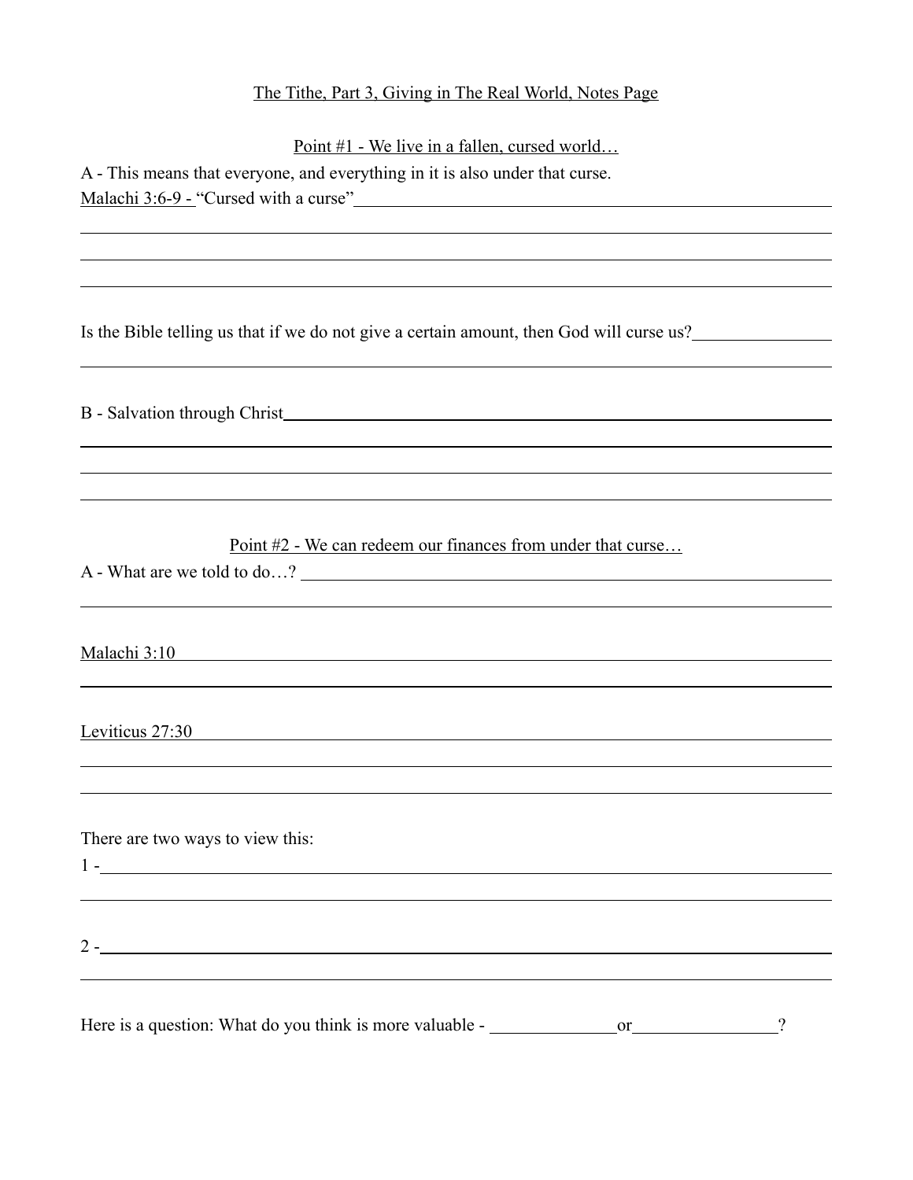# The Tithe, Part 3, Giving in The Real World, Notes Page

## Point #1 - We live in a fallen, cursed world…

A - This means that everyone, and everything in it is also under that curse.

Malachi 3:6-9 - "Cursed with a curse"

Is the Bible telling us that if we do not give a certain amount, then God will curse us?

B - Salvation through Christ

## Point #2 - We can redeem our finances from under that curse…

A - What are we told to do…?

Malachi 3:10

Leviticus 27:30

There are two ways to view this:

1 -

2 -

Here is a question: What do you think is more valuable - ______________ or ________________?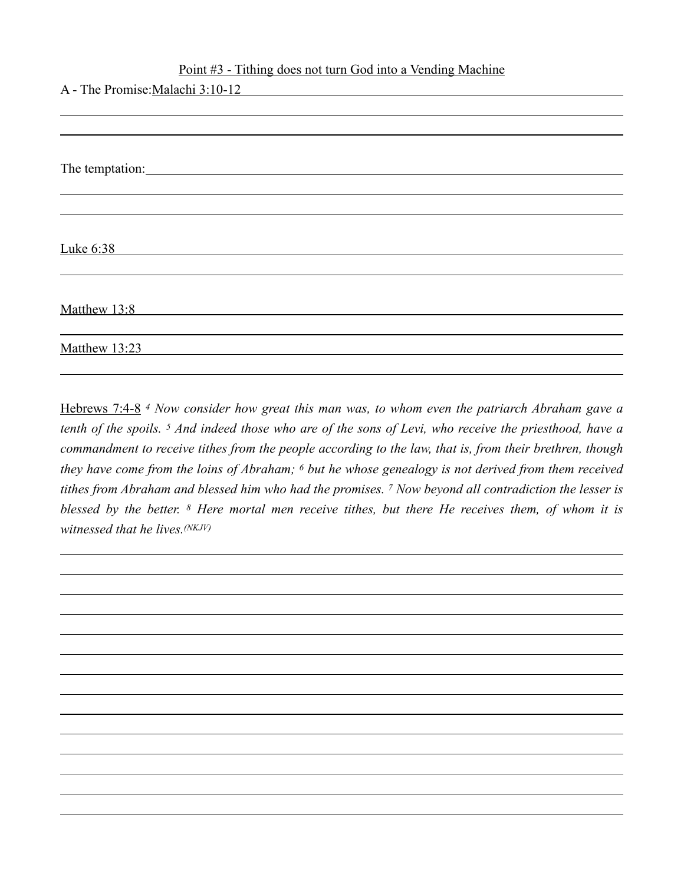Point #3 - Tithing does not turn God into a Vending Machine

A - The Promise: Malachi 3:10-12

The temptation:

Luke 6:38

Matthew 13:8

Matthew 13:23

Hebrews 7:4-8 *[4] Now consider how great this man was, to whom even the patriarch Abraham gave a tenth of the spoils. [5] And indeed those who are of the sons of Levi, who receive the priesthood, have a commandment to receive tithes from the people according to the law, that is, from their brethren, though they have come from the loins of Abraham; [6] but he whose genealogy is not derived from them received tithes from Abraham and blessed him who had the promises. [7] Now beyond all contradiction the lesser is blessed by the better. [8] Here mortal men receive tithes, but there He receives them, of whom it is witnessed that he lives.*(NKJV)